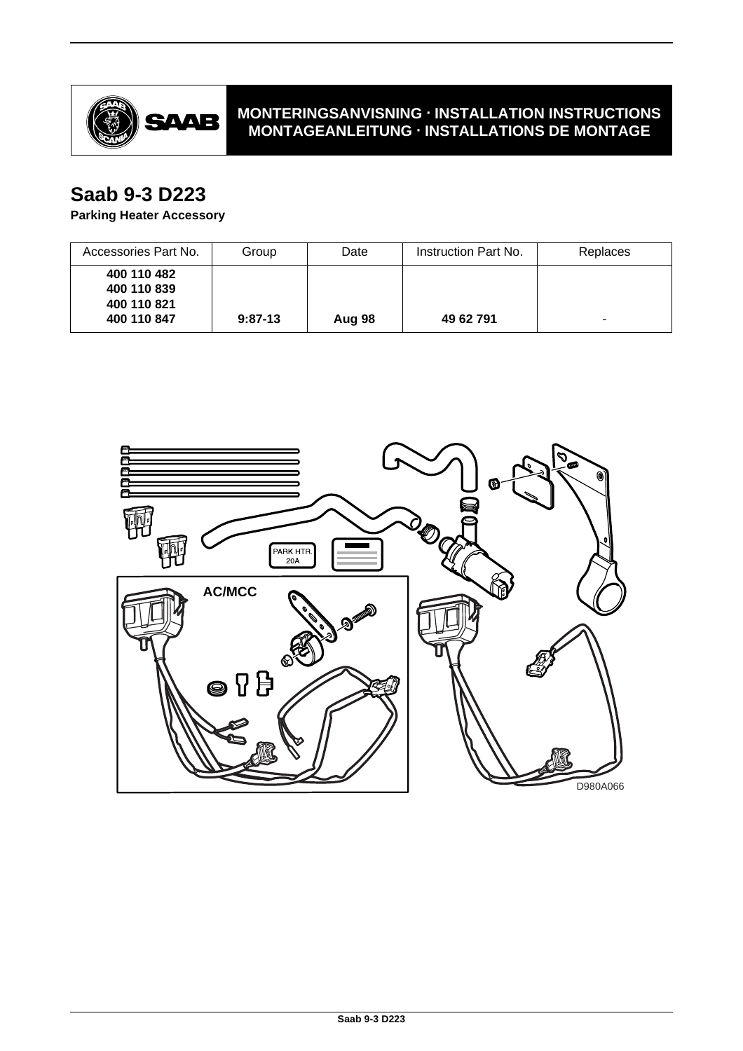MONTERINGSANVISNING · INSTALLATION INSTRUCTIONS
MONTAGEANLEITUNG · INSTALLATIONS DE MONTAGE

# Saab 9-3 D223

**Parking Heater Accessory**

| Accessories Part No. | Group | Date | Instruction Part No. | Replaces |
|---|---|---|---|---|
| **400 110 482**<br>**400 110 839**<br>**400 110 821**<br>**400 110 847** | **9:87-13** | **Aug 98** | **49 62 791** | - |

PARK HTR.
20A

AC/MCC

D980A066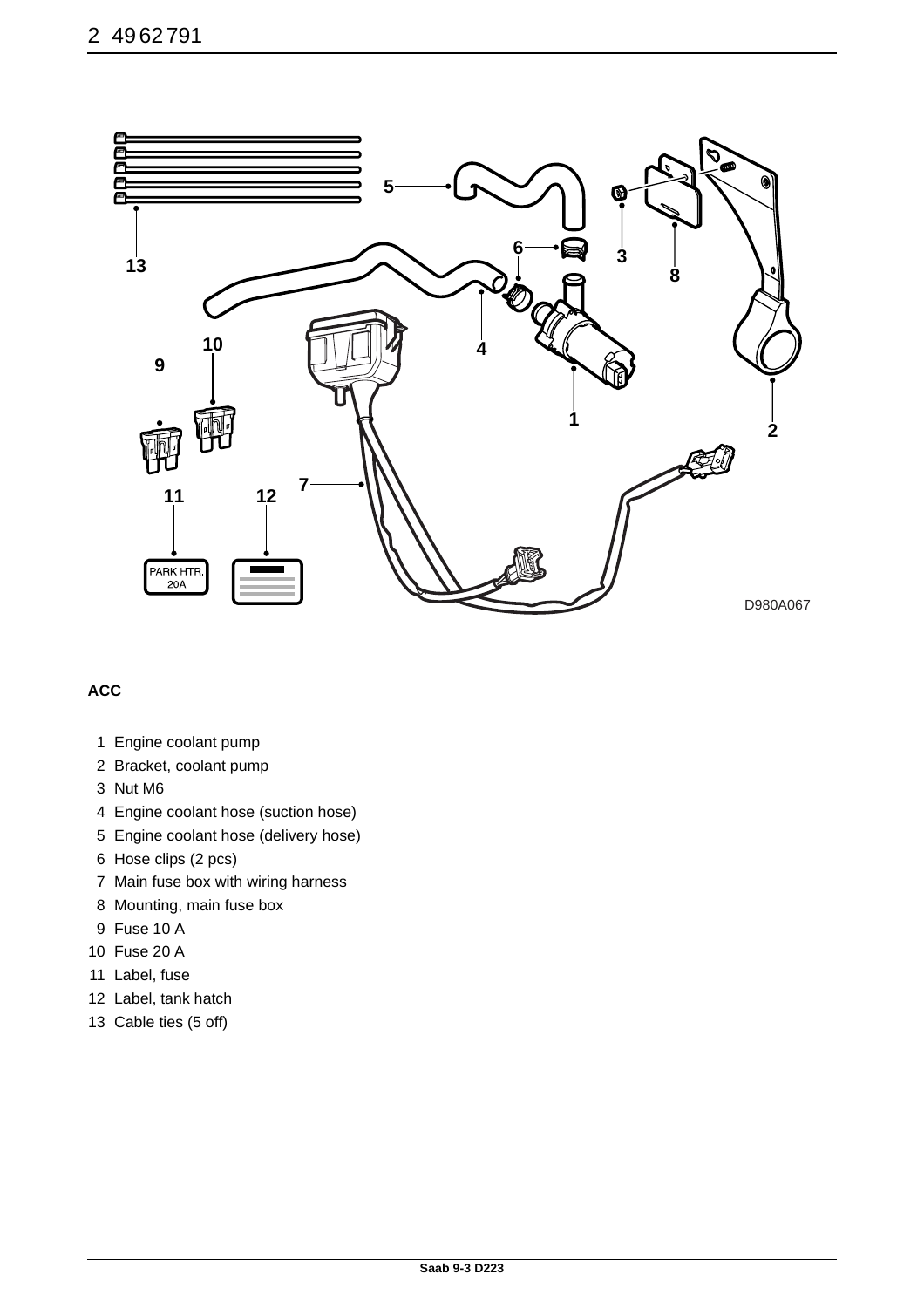**ACC**

1 Engine coolant pump
2 Bracket, coolant pump
3 Nut M6
4 Engine coolant hose (suction hose)
5 Engine coolant hose (delivery hose)
6 Hose clips (2 pcs)
7 Main fuse box with wiring harness
8 Mounting, main fuse box
9 Fuse 10 A
10 Fuse 20 A
11 Label, fuse
12 Label, tank hatch
13 Cable ties (5 off)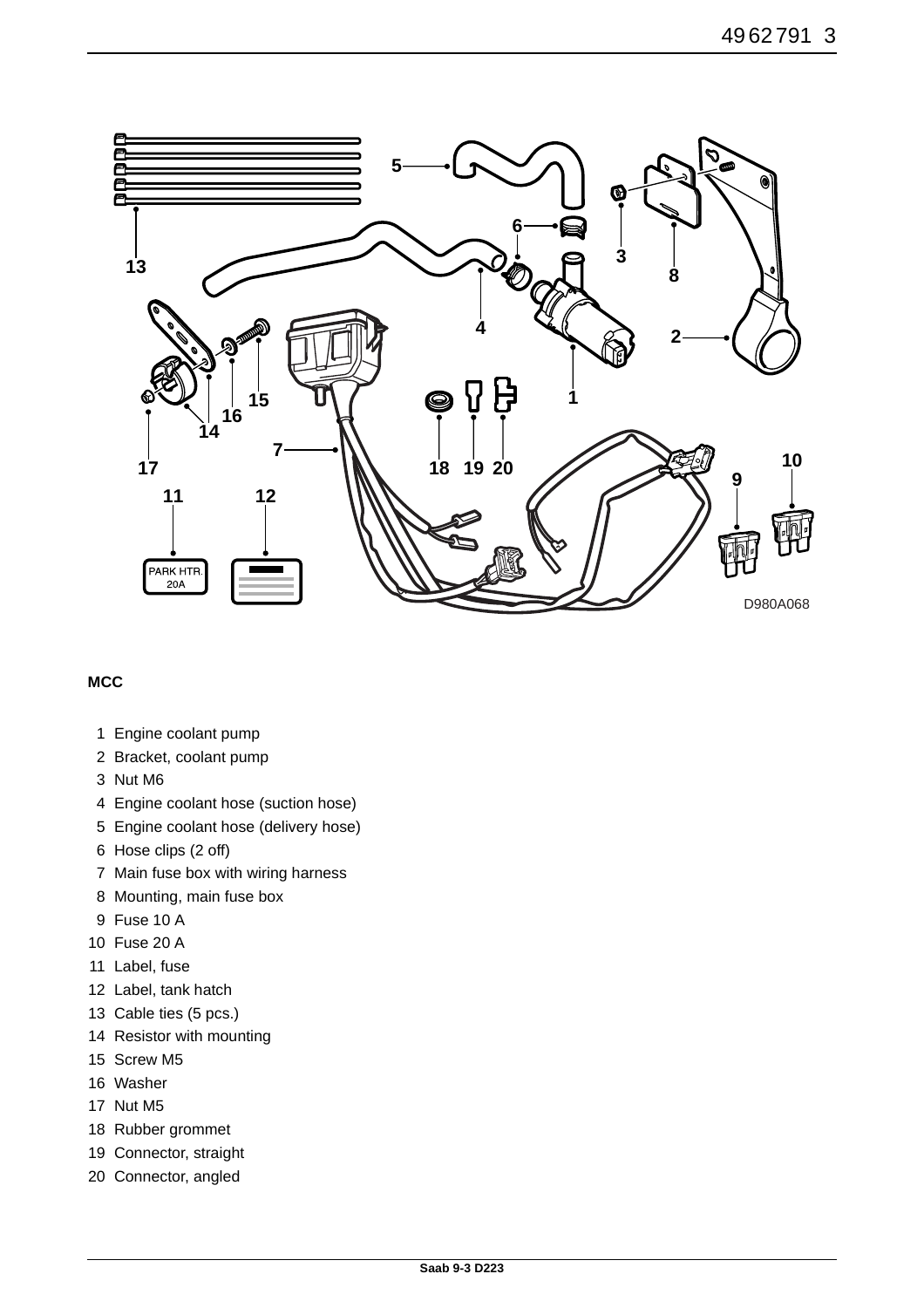**MCC**

1. Engine coolant pump
2. Bracket, coolant pump
3. Nut M6
4. Engine coolant hose (suction hose)
5. Engine coolant hose (delivery hose)
6. Hose clips (2 off)
7. Main fuse box with wiring harness
8. Mounting, main fuse box
9. Fuse 10 A
10. Fuse 20 A
11. Label, fuse
12. Label, tank hatch
13. Cable ties (5 pcs.)
14. Resistor with mounting
15. Screw M5
16. Washer
17. Nut M5
18. Rubber grommet
19. Connector, straight
20. Connector, angled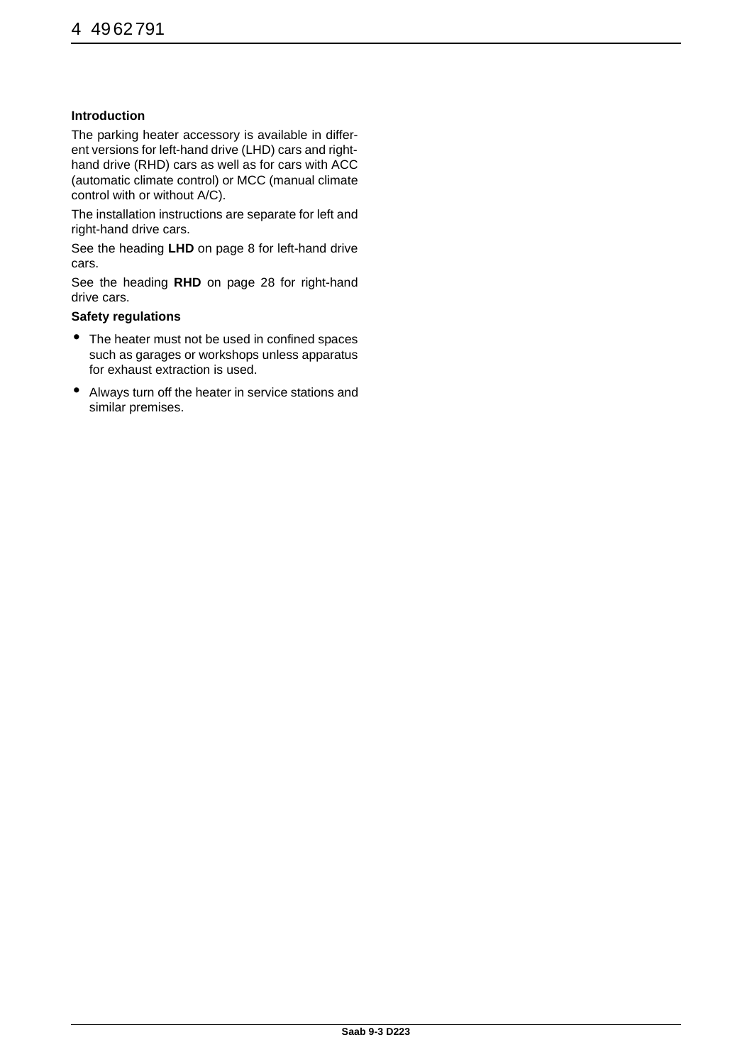**Introduction**

The parking heater accessory is available in different versions for left-hand drive (LHD) cars and right-hand drive (RHD) cars as well as for cars with ACC (automatic climate control) or MCC (manual climate control with or without A/C).

The installation instructions are separate for left and right-hand drive cars.

See the heading **LHD** on page 8 for left-hand drive cars.

See the heading **RHD** on page 28 for right-hand drive cars.

**Safety regulations**

- The heater must not be used in confined spaces such as garages or workshops unless apparatus for exhaust extraction is used.
- Always turn off the heater in service stations and similar premises.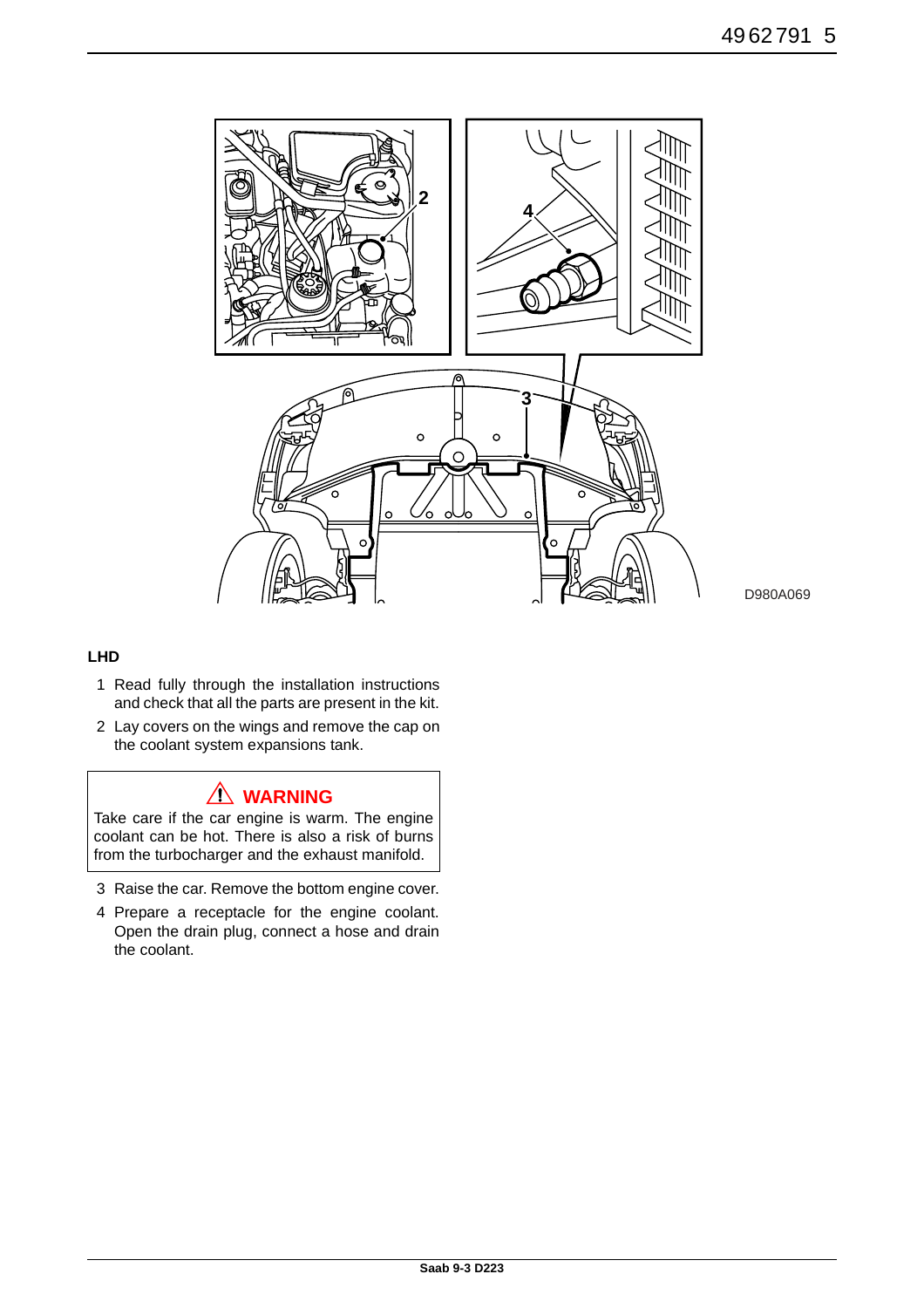**LHD**

1 Read fully through the installation instructions and check that all the parts are present in the kit.

2 Lay covers on the wings and remove the cap on the coolant system expansions tank.

> ⚠ **WARNING**
>
> Take care if the car engine is warm. The engine coolant can be hot. There is also a risk of burns from the turbocharger and the exhaust manifold.

3 Raise the car. Remove the bottom engine cover.

4 Prepare a receptacle for the engine coolant. Open the drain plug, connect a hose and drain the coolant.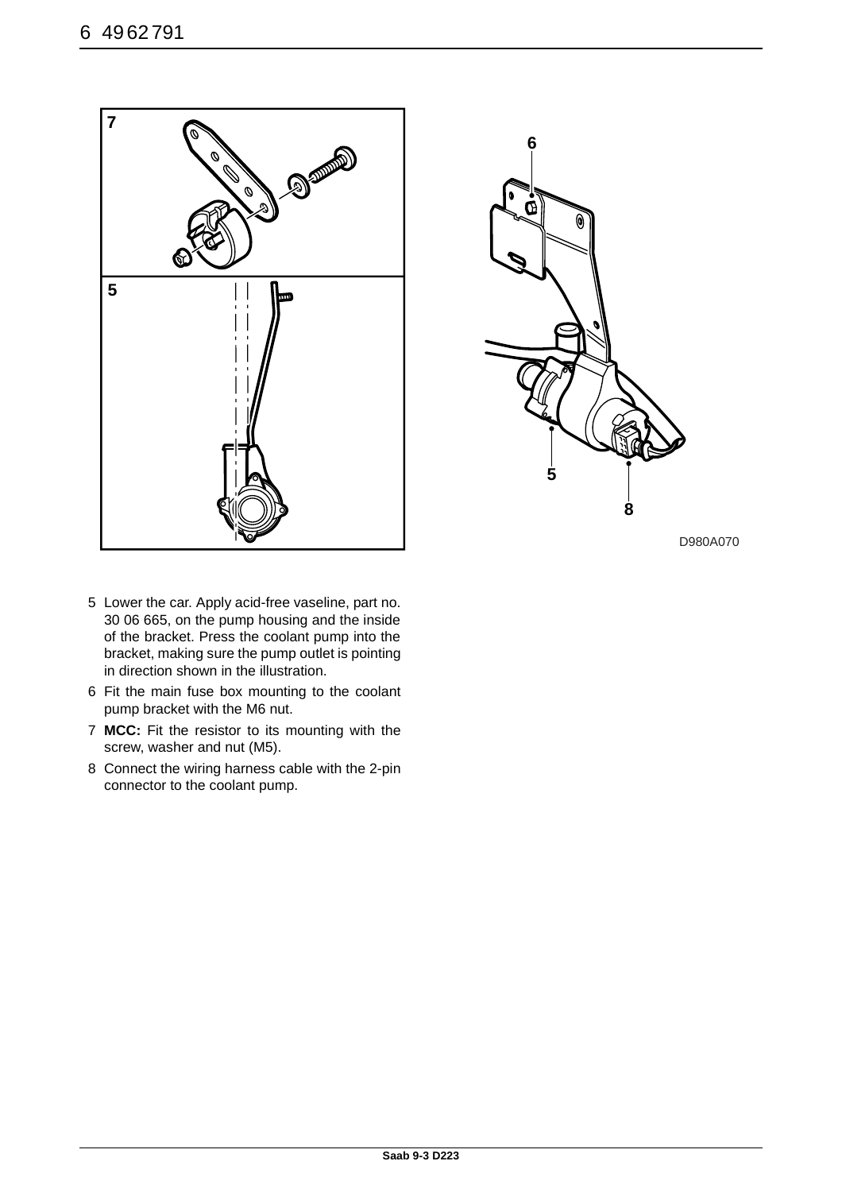D980A070

5 Lower the car. Apply acid-free vaseline, part no. 30 06 665, on the pump housing and the inside of the bracket. Press the coolant pump into the bracket, making sure the pump outlet is pointing in direction shown in the illustration.

6 Fit the main fuse box mounting to the coolant pump bracket with the M6 nut.

7 **MCC:** Fit the resistor to its mounting with the screw, washer and nut (M5).

8 Connect the wiring harness cable with the 2-pin connector to the coolant pump.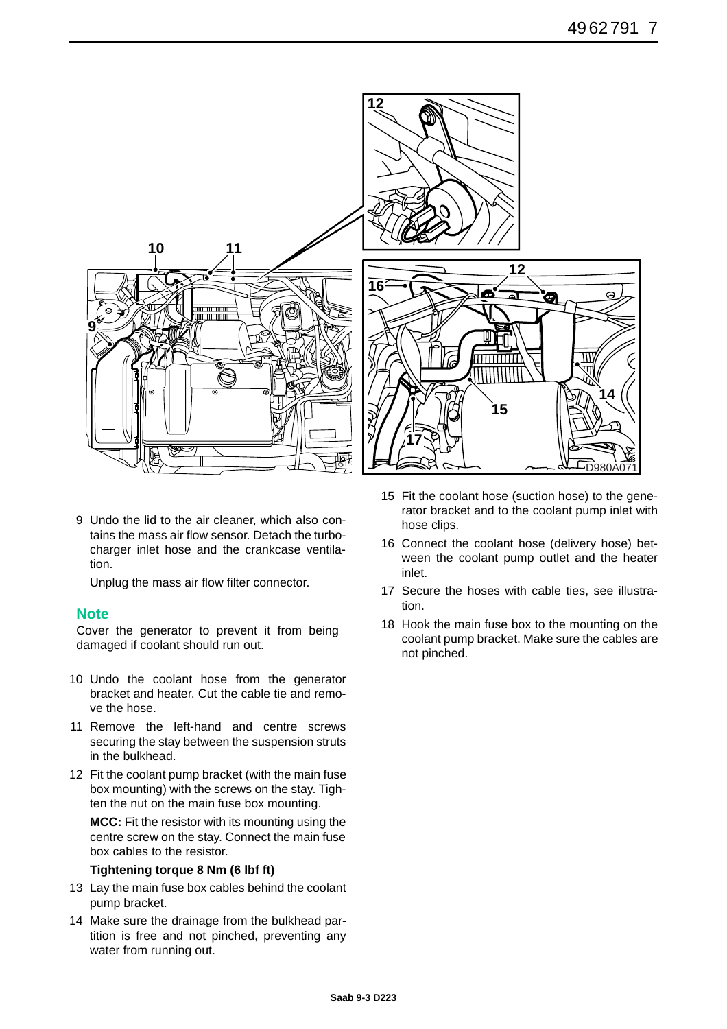9 Undo the lid to the air cleaner, which also contains the mass air flow sensor. Detach the turbocharger inlet hose and the crankcase ventilation.

   Unplug the mass air flow filter connector.

**Note**

Cover the generator to prevent it from being damaged if coolant should run out.

10 Undo the coolant hose from the generator bracket and heater. Cut the cable tie and remove the hose.

11 Remove the left-hand and centre screws securing the stay between the suspension struts in the bulkhead.

12 Fit the coolant pump bracket (with the main fuse box mounting) with the screws on the stay. Tighten the nut on the main fuse box mounting.

   **MCC:** Fit the resistor with its mounting using the centre screw on the stay. Connect the main fuse box cables to the resistor.

   **Tightening torque 8 Nm (6 lbf ft)**

13 Lay the main fuse box cables behind the coolant pump bracket.

14 Make sure the drainage from the bulkhead partition is free and not pinched, preventing any water from running out.

15 Fit the coolant hose (suction hose) to the generator bracket and to the coolant pump inlet with hose clips.

16 Connect the coolant hose (delivery hose) between the coolant pump outlet and the heater inlet.

17 Secure the hoses with cable ties, see illustration.

18 Hook the main fuse box to the mounting on the coolant pump bracket. Make sure the cables are not pinched.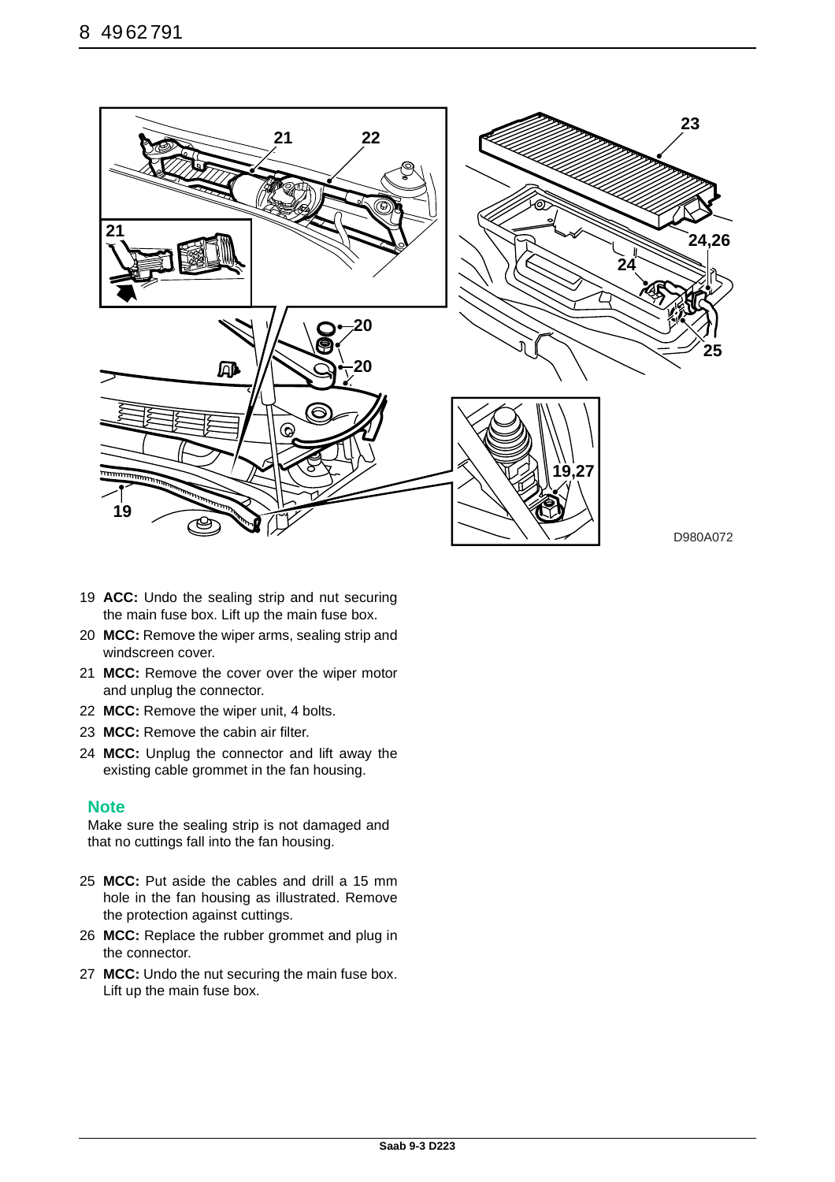D980A072

19 **ACC:** Undo the sealing strip and nut securing the main fuse box. Lift up the main fuse box.

20 **MCC:** Remove the wiper arms, sealing strip and windscreen cover.

21 **MCC:** Remove the cover over the wiper motor and unplug the connector.

22 **MCC:** Remove the wiper unit, 4 bolts.

23 **MCC:** Remove the cabin air filter.

24 **MCC:** Unplug the connector and lift away the existing cable grommet in the fan housing.

### Note

Make sure the sealing strip is not damaged and that no cuttings fall into the fan housing.

25 **MCC:** Put aside the cables and drill a 15 mm hole in the fan housing as illustrated. Remove the protection against cuttings.

26 **MCC:** Replace the rubber grommet and plug in the connector.

27 **MCC:** Undo the nut securing the main fuse box. Lift up the main fuse box.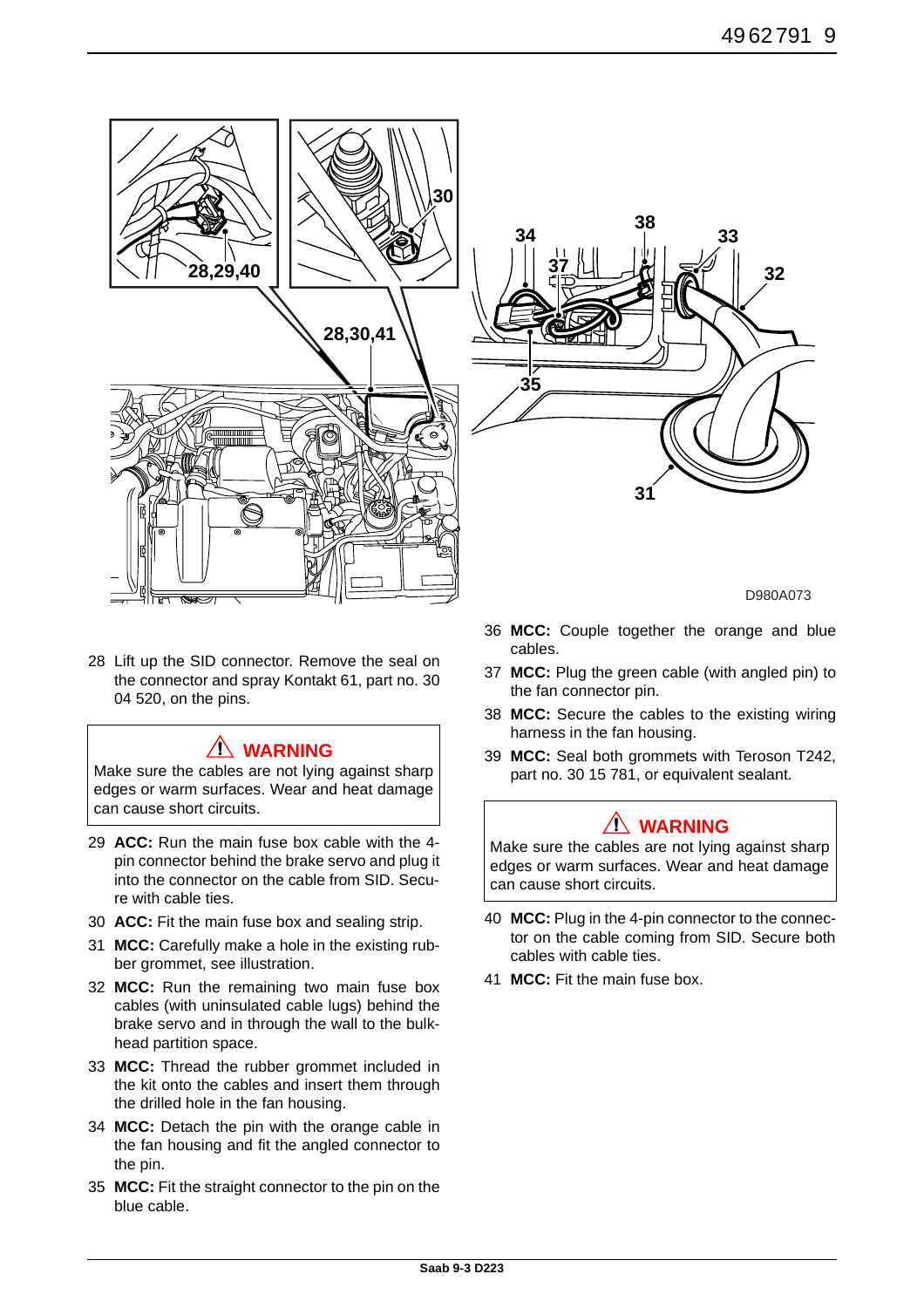D980A073

28 Lift up the SID connector. Remove the seal on the connector and spray Kontakt 61, part no. 30 04 520, on the pins.

> **⚠ WARNING**
>
> Make sure the cables are not lying against sharp edges or warm surfaces. Wear and heat damage can cause short circuits.

29 **ACC:** Run the main fuse box cable with the 4-pin connector behind the brake servo and plug it into the connector on the cable from SID. Secure with cable ties.

30 **ACC:** Fit the main fuse box and sealing strip.

31 **MCC:** Carefully make a hole in the existing rubber grommet, see illustration.

32 **MCC:** Run the remaining two main fuse box cables (with uninsulated cable lugs) behind the brake servo and in through the wall to the bulkhead partition space.

33 **MCC:** Thread the rubber grommet included in the kit onto the cables and insert them through the drilled hole in the fan housing.

34 **MCC:** Detach the pin with the orange cable in the fan housing and fit the angled connector to the pin.

35 **MCC:** Fit the straight connector to the pin on the blue cable.

36 **MCC:** Couple together the orange and blue cables.

37 **MCC:** Plug the green cable (with angled pin) to the fan connector pin.

38 **MCC:** Secure the cables to the existing wiring harness in the fan housing.

39 **MCC:** Seal both grommets with Teroson T242, part no. 30 15 781, or equivalent sealant.

> **⚠ WARNING**
>
> Make sure the cables are not lying against sharp edges or warm surfaces. Wear and heat damage can cause short circuits.

40 **MCC:** Plug in the 4-pin connector to the connector on the cable coming from SID. Secure both cables with cable ties.

41 **MCC:** Fit the main fuse box.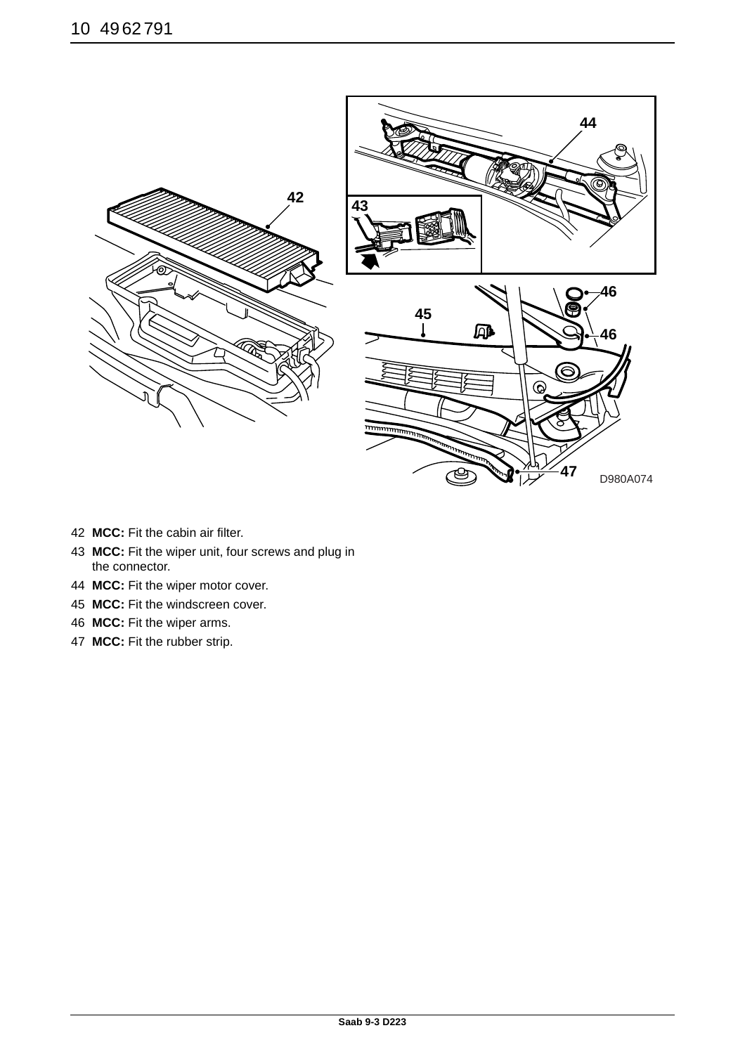42 **MCC:** Fit the cabin air filter.

43 **MCC:** Fit the wiper unit, four screws and plug in the connector.

44 **MCC:** Fit the wiper motor cover.

45 **MCC:** Fit the windscreen cover.

46 **MCC:** Fit the wiper arms.

47 **MCC:** Fit the rubber strip.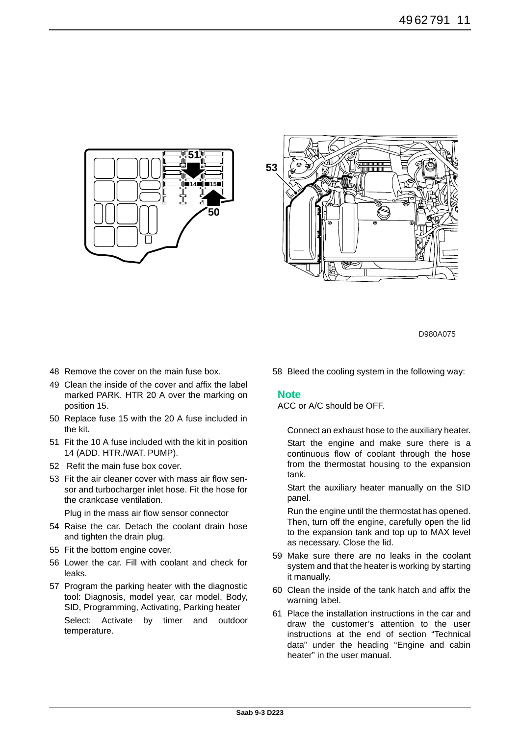D980A075

48 Remove the cover on the main fuse box.

49 Clean the inside of the cover and affix the label marked PARK. HTR 20 A over the marking on position 15.

50 Replace fuse 15 with the 20 A fuse included in the kit.

51 Fit the 10 A fuse included with the kit in position 14 (ADD. HTR./WAT. PUMP).

52 Refit the main fuse box cover.

53 Fit the air cleaner cover with mass air flow sensor and turbocharger inlet hose. Fit the hose for the crankcase ventilation.

   Plug in the mass air flow sensor connector

54 Raise the car. Detach the coolant drain hose and tighten the drain plug.

55 Fit the bottom engine cover.

56 Lower the car. Fill with coolant and check for leaks.

57 Program the parking heater with the diagnostic tool: Diagnosis, model year, car model, Body, SID, Programming, Activating, Parking heater

   Select: Activate by timer and outdoor temperature.

58 Bleed the cooling system in the following way:

### Note

ACC or A/C should be OFF.

   Connect an exhaust hose to the auxiliary heater.

   Start the engine and make sure there is a continuous flow of coolant through the hose from the thermostat housing to the expansion tank.

   Start the auxiliary heater manually on the SID panel.

   Run the engine until the thermostat has opened. Then, turn off the engine, carefully open the lid to the expansion tank and top up to MAX level as necessary. Close the lid.

59 Make sure there are no leaks in the coolant system and that the heater is working by starting it manually.

60 Clean the inside of the tank hatch and affix the warning label.

61 Place the installation instructions in the car and draw the customer's attention to the user instructions at the end of section "Technical data" under the heading "Engine and cabin heater" in the user manual.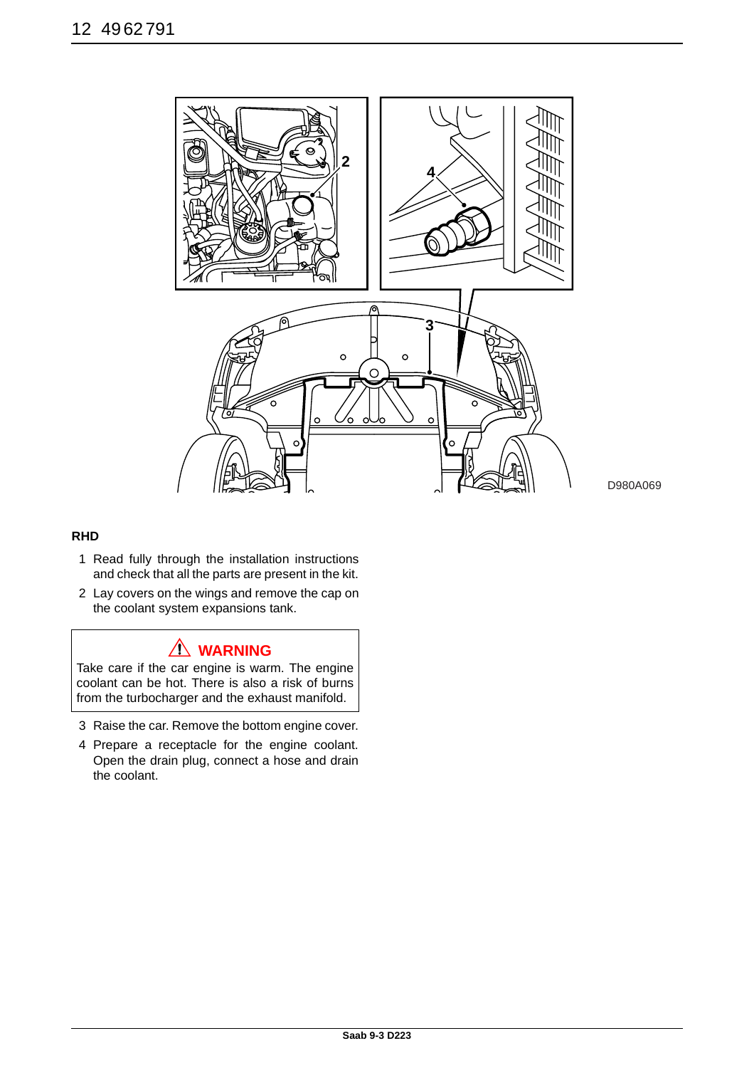D980A069

**RHD**

1. Read fully through the installation instructions and check that all the parts are present in the kit.
2. Lay covers on the wings and remove the cap on the coolant system expansions tank.

> ⚠ **WARNING**
>
> Take care if the car engine is warm. The engine coolant can be hot. There is also a risk of burns from the turbocharger and the exhaust manifold.

3. Raise the car. Remove the bottom engine cover.
4. Prepare a receptacle for the engine coolant. Open the drain plug, connect a hose and drain the coolant.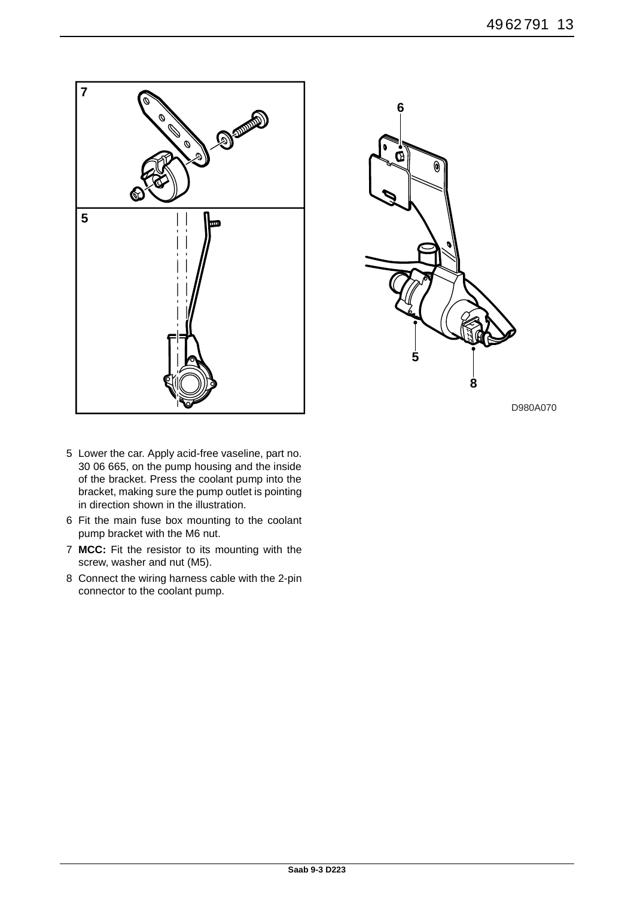5 Lower the car. Apply acid-free vaseline, part no. 30 06 665, on the pump housing and the inside of the bracket. Press the coolant pump into the bracket, making sure the pump outlet is pointing in direction shown in the illustration.

6 Fit the main fuse box mounting to the coolant pump bracket with the M6 nut.

7 **MCC:** Fit the resistor to its mounting with the screw, washer and nut (M5).

8 Connect the wiring harness cable with the 2-pin connector to the coolant pump.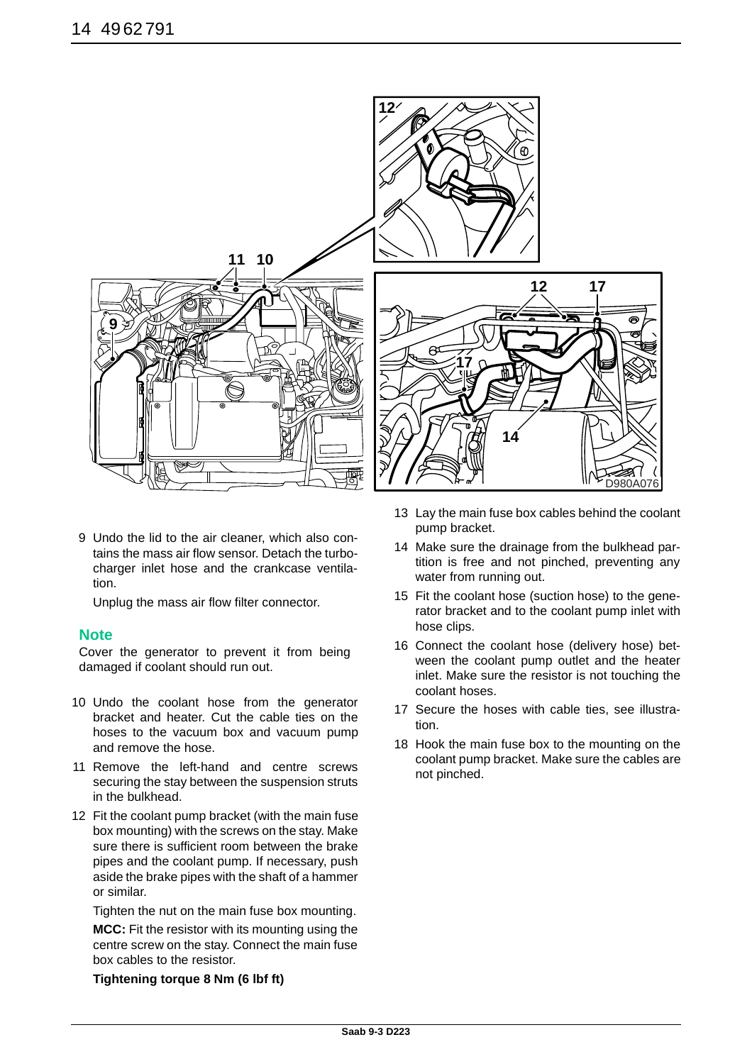9 Undo the lid to the air cleaner, which also contains the mass air flow sensor. Detach the turbocharger inlet hose and the crankcase ventilation.

   Unplug the mass air flow filter connector.

### Note

Cover the generator to prevent it from being damaged if coolant should run out.

10 Undo the coolant hose from the generator bracket and heater. Cut the cable ties on the hoses to the vacuum box and vacuum pump and remove the hose.

11 Remove the left-hand and centre screws securing the stay between the suspension struts in the bulkhead.

12 Fit the coolant pump bracket (with the main fuse box mounting) with the screws on the stay. Make sure there is sufficient room between the brake pipes and the coolant pump. If necessary, push aside the brake pipes with the shaft of a hammer or similar.

   Tighten the nut on the main fuse box mounting.

   **MCC:** Fit the resistor with its mounting using the centre screw on the stay. Connect the main fuse box cables to the resistor.

   **Tightening torque 8 Nm (6 lbf ft)**

13 Lay the main fuse box cables behind the coolant pump bracket.

14 Make sure the drainage from the bulkhead partition is free and not pinched, preventing any water from running out.

15 Fit the coolant hose (suction hose) to the generator bracket and to the coolant pump inlet with hose clips.

16 Connect the coolant hose (delivery hose) between the coolant pump outlet and the heater inlet. Make sure the resistor is not touching the coolant hoses.

17 Secure the hoses with cable ties, see illustration.

18 Hook the main fuse box to the mounting on the coolant pump bracket. Make sure the cables are not pinched.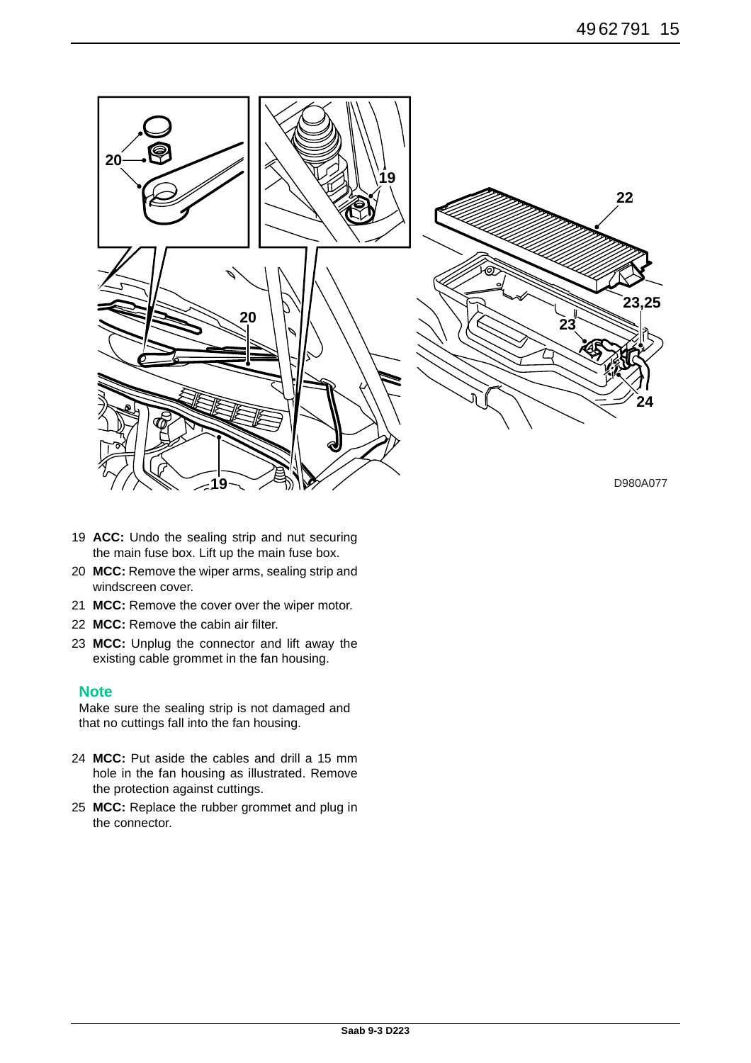D980A077

19 **ACC:** Undo the sealing strip and nut securing the main fuse box. Lift up the main fuse box.

20 **MCC:** Remove the wiper arms, sealing strip and windscreen cover.

21 **MCC:** Remove the cover over the wiper motor.

22 **MCC:** Remove the cabin air filter.

23 **MCC:** Unplug the connector and lift away the existing cable grommet in the fan housing.

### Note

Make sure the sealing strip is not damaged and that no cuttings fall into the fan housing.

24 **MCC:** Put aside the cables and drill a 15 mm hole in the fan housing as illustrated. Remove the protection against cuttings.

25 **MCC:** Replace the rubber grommet and plug in the connector.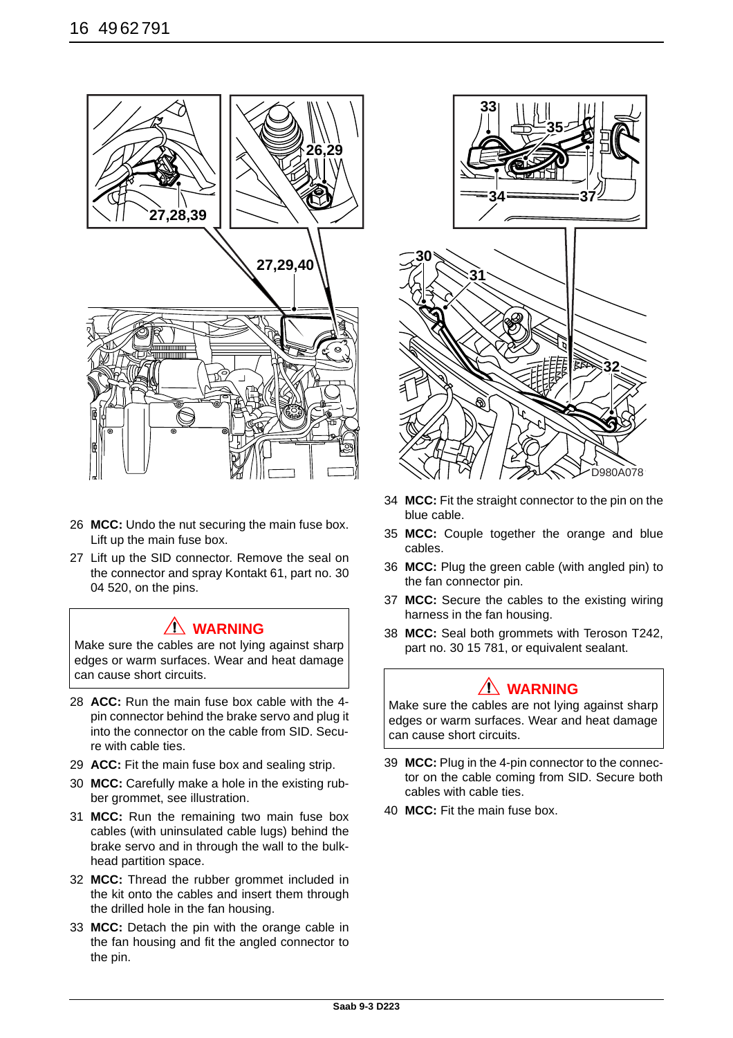D980A078

26 **MCC:** Undo the nut securing the main fuse box. Lift up the main fuse box.

27 Lift up the SID connector. Remove the seal on the connector and spray Kontakt 61, part no. 30 04 520, on the pins.

> ⚠ **WARNING**
>
> Make sure the cables are not lying against sharp edges or warm surfaces. Wear and heat damage can cause short circuits.

28 **ACC:** Run the main fuse box cable with the 4-pin connector behind the brake servo and plug it into the connector on the cable from SID. Secure with cable ties.

29 **ACC:** Fit the main fuse box and sealing strip.

30 **MCC:** Carefully make a hole in the existing rubber grommet, see illustration.

31 **MCC:** Run the remaining two main fuse box cables (with uninsulated cable lugs) behind the brake servo and in through the wall to the bulkhead partition space.

32 **MCC:** Thread the rubber grommet included in the kit onto the cables and insert them through the drilled hole in the fan housing.

33 **MCC:** Detach the pin with the orange cable in the fan housing and fit the angled connector to the pin.

34 **MCC:** Fit the straight connector to the pin on the blue cable.

35 **MCC:** Couple together the orange and blue cables.

36 **MCC:** Plug the green cable (with angled pin) to the fan connector pin.

37 **MCC:** Secure the cables to the existing wiring harness in the fan housing.

38 **MCC:** Seal both grommets with Teroson T242, part no. 30 15 781, or equivalent sealant.

> ⚠ **WARNING**
>
> Make sure the cables are not lying against sharp edges or warm surfaces. Wear and heat damage can cause short circuits.

39 **MCC:** Plug in the 4-pin connector to the connector on the cable coming from SID. Secure both cables with cable ties.

40 **MCC:** Fit the main fuse box.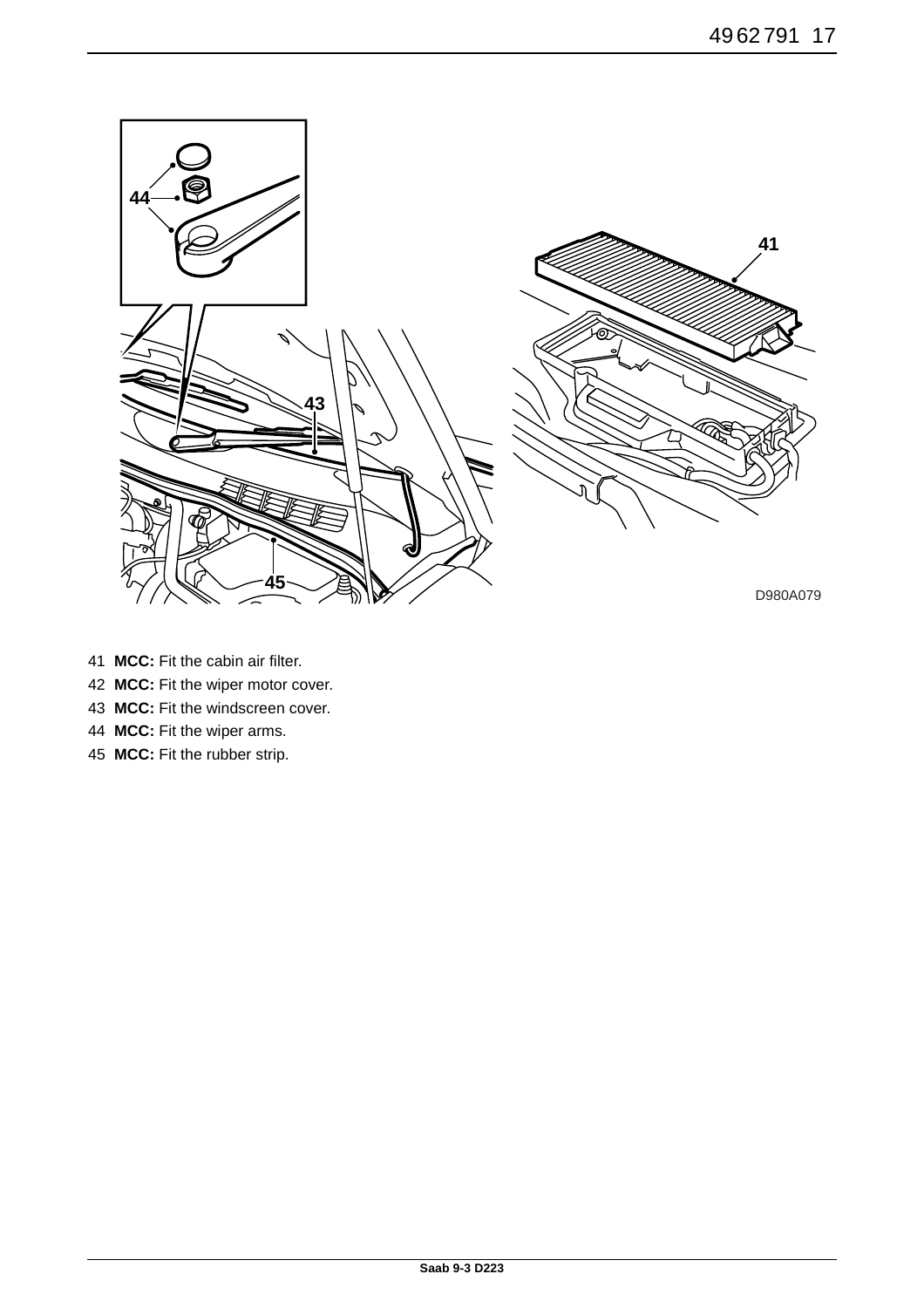41 **MCC:** Fit the cabin air filter.

42 **MCC:** Fit the wiper motor cover.

43 **MCC:** Fit the windscreen cover.

44 **MCC:** Fit the wiper arms.

45 **MCC:** Fit the rubber strip.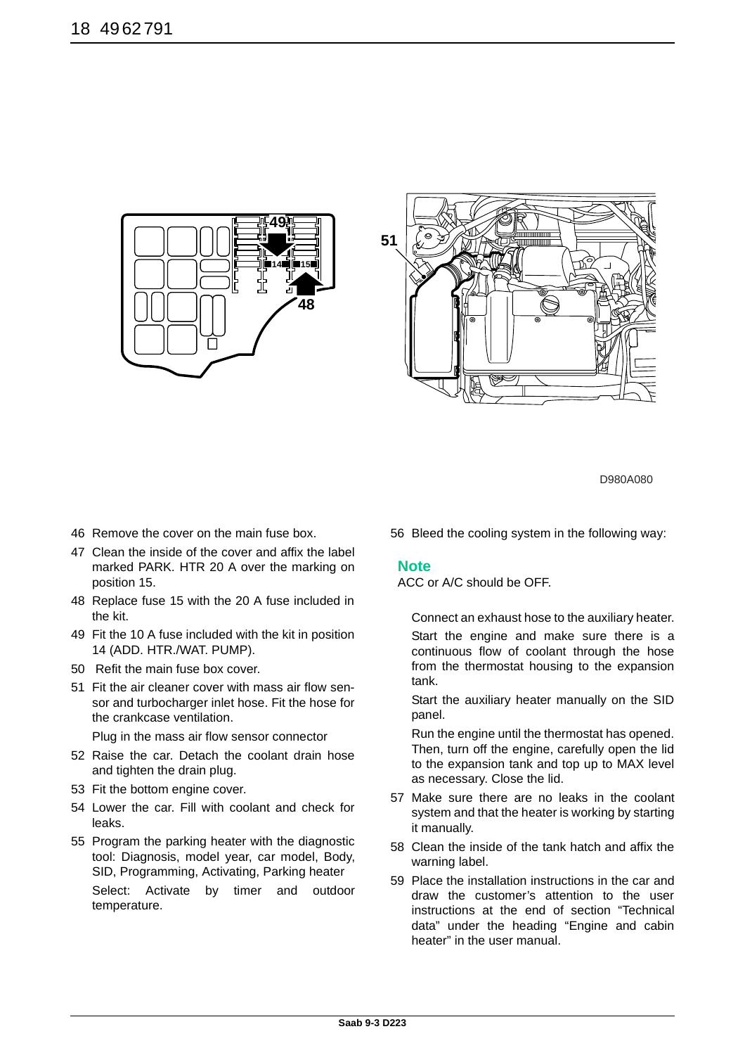D980A080

46 Remove the cover on the main fuse box.

47 Clean the inside of the cover and affix the label marked PARK. HTR 20 A over the marking on position 15.

48 Replace fuse 15 with the 20 A fuse included in the kit.

49 Fit the 10 A fuse included with the kit in position 14 (ADD. HTR./WAT. PUMP).

50 Refit the main fuse box cover.

51 Fit the air cleaner cover with mass air flow sensor and turbocharger inlet hose. Fit the hose for the crankcase ventilation.

Plug in the mass air flow sensor connector

52 Raise the car. Detach the coolant drain hose and tighten the drain plug.

53 Fit the bottom engine cover.

54 Lower the car. Fill with coolant and check for leaks.

55 Program the parking heater with the diagnostic tool: Diagnosis, model year, car model, Body, SID, Programming, Activating, Parking heater

Select: Activate by timer and outdoor temperature.

56 Bleed the cooling system in the following way:

**Note**

ACC or A/C should be OFF.

Connect an exhaust hose to the auxiliary heater.

Start the engine and make sure there is a continuous flow of coolant through the hose from the thermostat housing to the expansion tank.

Start the auxiliary heater manually on the SID panel.

Run the engine until the thermostat has opened. Then, turn off the engine, carefully open the lid to the expansion tank and top up to MAX level as necessary. Close the lid.

57 Make sure there are no leaks in the coolant system and that the heater is working by starting it manually.

58 Clean the inside of the tank hatch and affix the warning label.

59 Place the installation instructions in the car and draw the customer's attention to the user instructions at the end of section "Technical data" under the heading "Engine and cabin heater" in the user manual.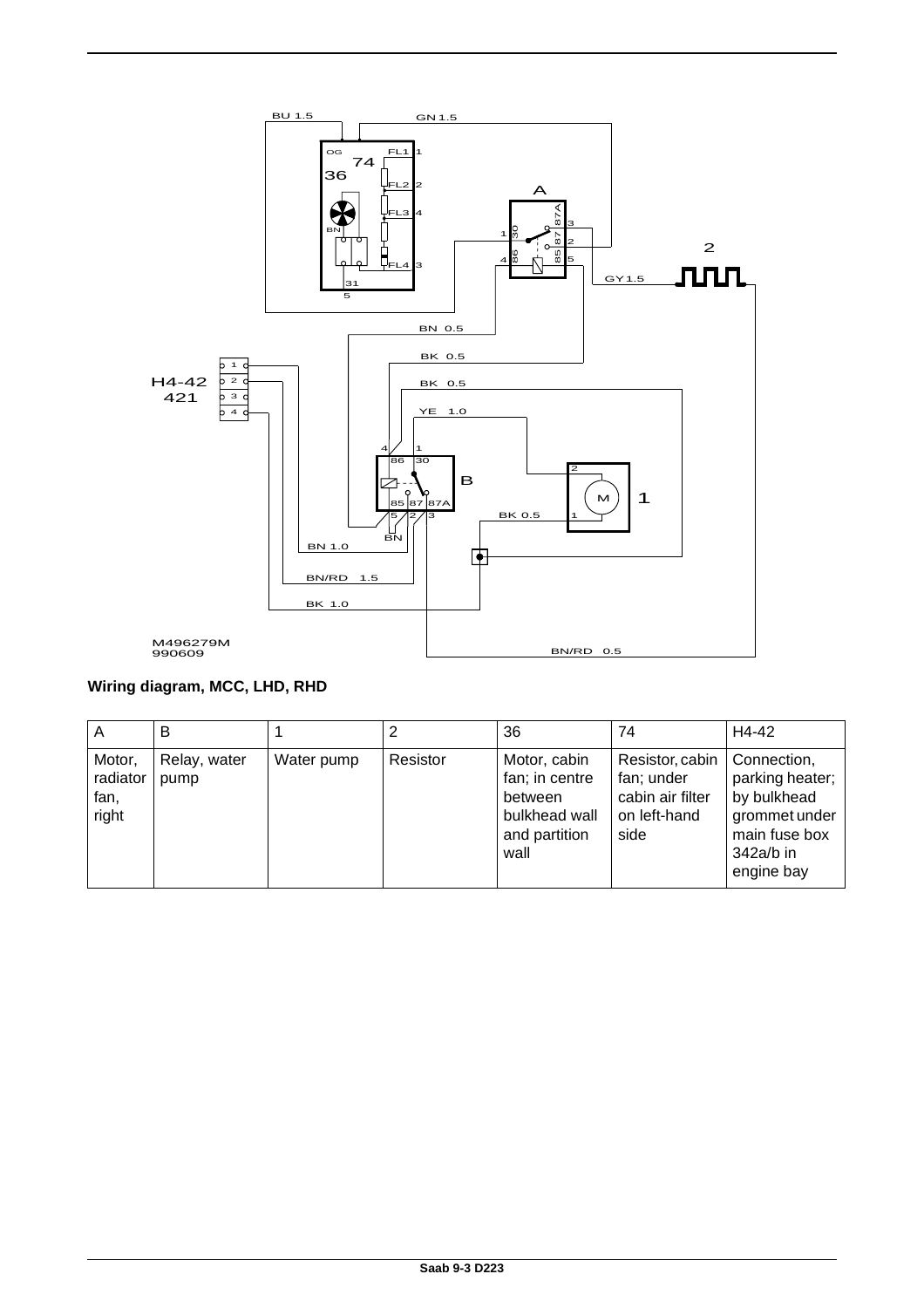**Wiring diagram, MCC, LHD, RHD**

| A | B | 1 | 2 | 36 | 74 | H4-42 |
|---|---|---|---|---|---|---|
| Motor, radiator fan, right | Relay, water pump | Water pump | Resistor | Motor, cabin fan; in centre between bulkhead wall and partition wall | Resistor, cabin fan; under cabin air filter on left-hand side | Connection, parking heater; by bulkhead grommet under main fuse box 342a/b in engine bay |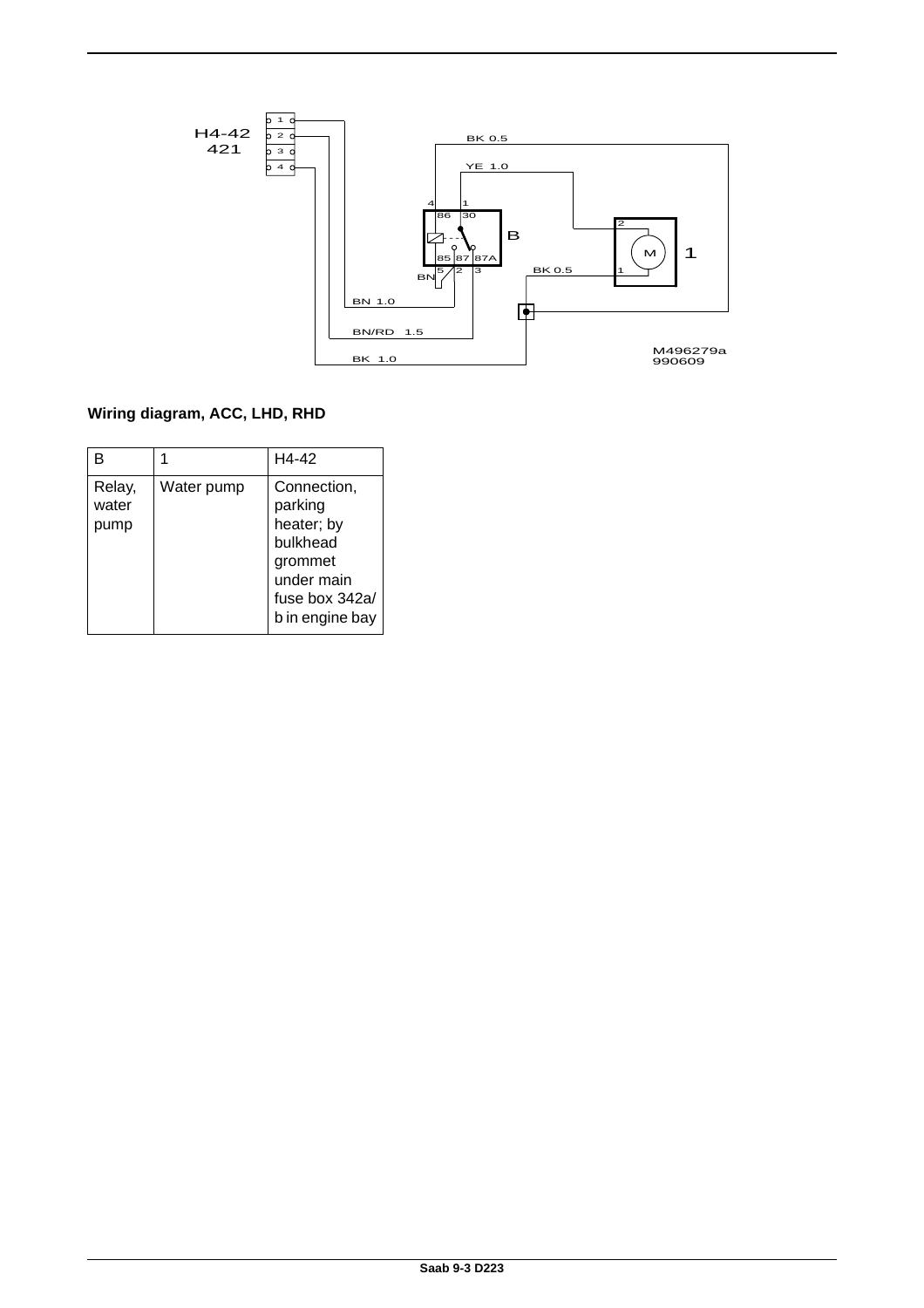H4-42
421

1
2
3
4

BK 0.5

YE 1.0

4
1
86
30

B

85
87
87A
BN
5
2
3

BK 0.5

2
M
1
1

BN 1.0

BN/RD 1.5

BK 1.0

M496279a
990609

**Wiring diagram, ACC, LHD, RHD**

| B | 1 | H4-42 |
|---|---|---|
| Relay, water pump | Water pump | Connection, parking heater; by bulkhead grommet under main fuse box 342a/b in engine bay |